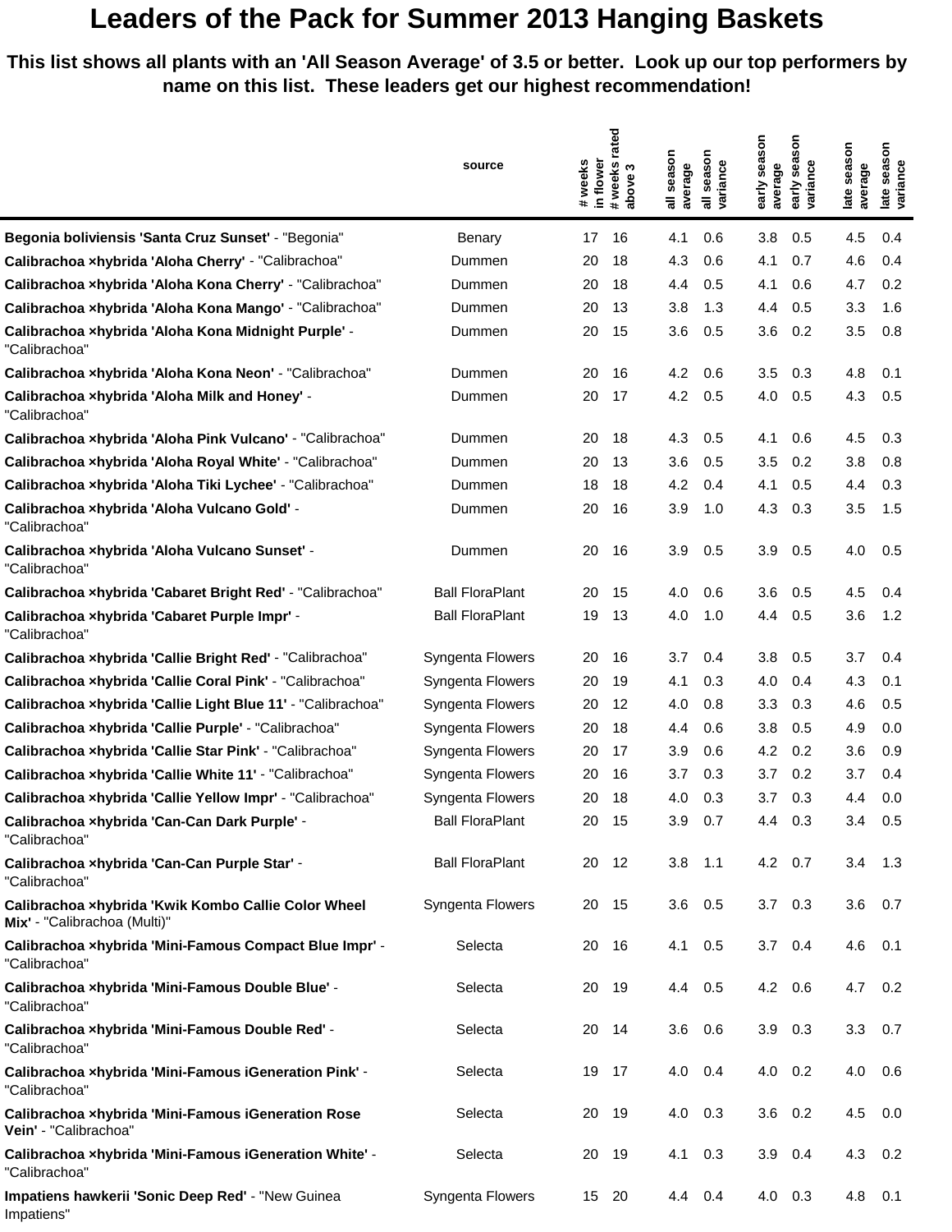# Leaders of the Pack for Summer 2013 Hanging Baskets

**This list shows all plants with an 'All Season Average' of 3.5 or better. Look up our top performers by name on this list. These leaders get our highest recommendation!**

| | source | # weeks in flower | # weeks rated above 3 | all season average | all season variance | early season average | early season variance | late season average | late season variance |
|---|---|---|---|---|---|---|---|---|---|
| **Begonia boliviensis 'Santa Cruz Sunset'** - "Begonia" | Benary | 17 | 16 | 4.1 | 0.6 | 3.8 | 0.5 | 4.5 | 0.4 |
| **Calibrachoa ×hybrida 'Aloha Cherry'** - "Calibrachoa" | Dummen | 20 | 18 | 4.3 | 0.6 | 4.1 | 0.7 | 4.6 | 0.4 |
| **Calibrachoa ×hybrida 'Aloha Kona Cherry'** - "Calibrachoa" | Dummen | 20 | 18 | 4.4 | 0.5 | 4.1 | 0.6 | 4.7 | 0.2 |
| **Calibrachoa ×hybrida 'Aloha Kona Mango'** - "Calibrachoa" | Dummen | 20 | 13 | 3.8 | 1.3 | 4.4 | 0.5 | 3.3 | 1.6 |
| **Calibrachoa ×hybrida 'Aloha Kona Midnight Purple'** - "Calibrachoa" | Dummen | 20 | 15 | 3.6 | 0.5 | 3.6 | 0.2 | 3.5 | 0.8 |
| **Calibrachoa ×hybrida 'Aloha Kona Neon'** - "Calibrachoa" | Dummen | 20 | 16 | 4.2 | 0.6 | 3.5 | 0.3 | 4.8 | 0.1 |
| **Calibrachoa ×hybrida 'Aloha Milk and Honey'** - "Calibrachoa" | Dummen | 20 | 17 | 4.2 | 0.5 | 4.0 | 0.5 | 4.3 | 0.5 |
| **Calibrachoa ×hybrida 'Aloha Pink Vulcano'** - "Calibrachoa" | Dummen | 20 | 18 | 4.3 | 0.5 | 4.1 | 0.6 | 4.5 | 0.3 |
| **Calibrachoa ×hybrida 'Aloha Royal White'** - "Calibrachoa" | Dummen | 20 | 13 | 3.6 | 0.5 | 3.5 | 0.2 | 3.8 | 0.8 |
| **Calibrachoa ×hybrida 'Aloha Tiki Lychee'** - "Calibrachoa" | Dummen | 18 | 18 | 4.2 | 0.4 | 4.1 | 0.5 | 4.4 | 0.3 |
| **Calibrachoa ×hybrida 'Aloha Vulcano Gold'** - "Calibrachoa" | Dummen | 20 | 16 | 3.9 | 1.0 | 4.3 | 0.3 | 3.5 | 1.5 |
| **Calibrachoa ×hybrida 'Aloha Vulcano Sunset'** - "Calibrachoa" | Dummen | 20 | 16 | 3.9 | 0.5 | 3.9 | 0.5 | 4.0 | 0.5 |
| **Calibrachoa ×hybrida 'Cabaret Bright Red'** - "Calibrachoa" | Ball FloraPlant | 20 | 15 | 4.0 | 0.6 | 3.6 | 0.5 | 4.5 | 0.4 |
| **Calibrachoa ×hybrida 'Cabaret Purple Impr'** - "Calibrachoa" | Ball FloraPlant | 19 | 13 | 4.0 | 1.0 | 4.4 | 0.5 | 3.6 | 1.2 |
| **Calibrachoa ×hybrida 'Callie Bright Red'** - "Calibrachoa" | Syngenta Flowers | 20 | 16 | 3.7 | 0.4 | 3.8 | 0.5 | 3.7 | 0.4 |
| **Calibrachoa ×hybrida 'Callie Coral Pink'** - "Calibrachoa" | Syngenta Flowers | 20 | 19 | 4.1 | 0.3 | 4.0 | 0.4 | 4.3 | 0.1 |
| **Calibrachoa ×hybrida 'Callie Light Blue 11'** - "Calibrachoa" | Syngenta Flowers | 20 | 12 | 4.0 | 0.8 | 3.3 | 0.3 | 4.6 | 0.5 |
| **Calibrachoa ×hybrida 'Callie Purple'** - "Calibrachoa" | Syngenta Flowers | 20 | 18 | 4.4 | 0.6 | 3.8 | 0.5 | 4.9 | 0.0 |
| **Calibrachoa ×hybrida 'Callie Star Pink'** - "Calibrachoa" | Syngenta Flowers | 20 | 17 | 3.9 | 0.6 | 4.2 | 0.2 | 3.6 | 0.9 |
| **Calibrachoa ×hybrida 'Callie White 11'** - "Calibrachoa" | Syngenta Flowers | 20 | 16 | 3.7 | 0.3 | 3.7 | 0.2 | 3.7 | 0.4 |
| **Calibrachoa ×hybrida 'Callie Yellow Impr'** - "Calibrachoa" | Syngenta Flowers | 20 | 18 | 4.0 | 0.3 | 3.7 | 0.3 | 4.4 | 0.0 |
| **Calibrachoa ×hybrida 'Can-Can Dark Purple'** - "Calibrachoa" | Ball FloraPlant | 20 | 15 | 3.9 | 0.7 | 4.4 | 0.3 | 3.4 | 0.5 |
| **Calibrachoa ×hybrida 'Can-Can Purple Star'** - "Calibrachoa" | Ball FloraPlant | 20 | 12 | 3.8 | 1.1 | 4.2 | 0.7 | 3.4 | 1.3 |
| **Calibrachoa ×hybrida 'Kwik Kombo Callie Color Wheel Mix'** - "Calibrachoa (Multi)" | Syngenta Flowers | 20 | 15 | 3.6 | 0.5 | 3.7 | 0.3 | 3.6 | 0.7 |
| **Calibrachoa ×hybrida 'Mini-Famous Compact Blue Impr'** - "Calibrachoa" | Selecta | 20 | 16 | 4.1 | 0.5 | 3.7 | 0.4 | 4.6 | 0.1 |
| **Calibrachoa ×hybrida 'Mini-Famous Double Blue'** - "Calibrachoa" | Selecta | 20 | 19 | 4.4 | 0.5 | 4.2 | 0.6 | 4.7 | 0.2 |
| **Calibrachoa ×hybrida 'Mini-Famous Double Red'** - "Calibrachoa" | Selecta | 20 | 14 | 3.6 | 0.6 | 3.9 | 0.3 | 3.3 | 0.7 |
| **Calibrachoa ×hybrida 'Mini-Famous iGeneration Pink'** - "Calibrachoa" | Selecta | 19 | 17 | 4.0 | 0.4 | 4.0 | 0.2 | 4.0 | 0.6 |
| **Calibrachoa ×hybrida 'Mini-Famous iGeneration Rose Vein'** - "Calibrachoa" | Selecta | 20 | 19 | 4.0 | 0.3 | 3.6 | 0.2 | 4.5 | 0.0 |
| **Calibrachoa ×hybrida 'Mini-Famous iGeneration White'** - "Calibrachoa" | Selecta | 20 | 19 | 4.1 | 0.3 | 3.9 | 0.4 | 4.3 | 0.2 |
| **Impatiens hawkerii 'Sonic Deep Red'** - "New Guinea Impatiens" | Syngenta Flowers | 15 | 20 | 4.4 | 0.4 | 4.0 | 0.3 | 4.8 | 0.1 |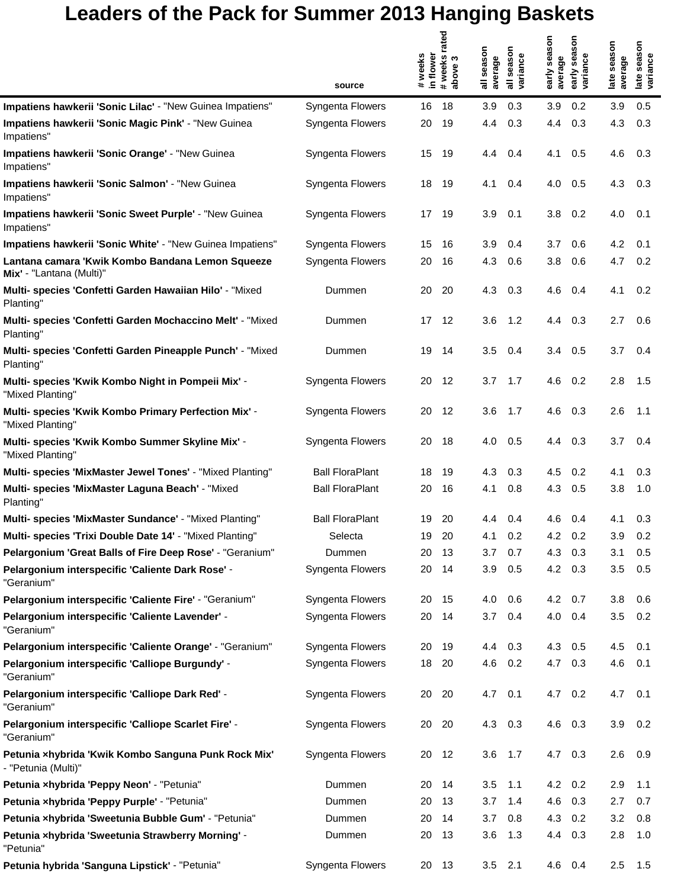# Leaders of the Pack for Summer 2013 Hanging Baskets

| | source | # weeks in flower | # weeks rated above 3 | all season average | all season variance | early season average | early season variance | late season average | late season variance |
|---|---|---|---|---|---|---|---|---|---|
| **Impatiens hawkerii 'Sonic Lilac'** - "New Guinea Impatiens" | Syngenta Flowers | 16 | 18 | 3.9 | 0.3 | 3.9 | 0.2 | 3.9 | 0.5 |
| **Impatiens hawkerii 'Sonic Magic Pink'** - "New Guinea Impatiens" | Syngenta Flowers | 20 | 19 | 4.4 | 0.3 | 4.4 | 0.3 | 4.3 | 0.3 |
| **Impatiens hawkerii 'Sonic Orange'** - "New Guinea Impatiens" | Syngenta Flowers | 15 | 19 | 4.4 | 0.4 | 4.1 | 0.5 | 4.6 | 0.3 |
| **Impatiens hawkerii 'Sonic Salmon'** - "New Guinea Impatiens" | Syngenta Flowers | 18 | 19 | 4.1 | 0.4 | 4.0 | 0.5 | 4.3 | 0.3 |
| **Impatiens hawkerii 'Sonic Sweet Purple'** - "New Guinea Impatiens" | Syngenta Flowers | 17 | 19 | 3.9 | 0.1 | 3.8 | 0.2 | 4.0 | 0.1 |
| **Impatiens hawkerii 'Sonic White'** - "New Guinea Impatiens" | Syngenta Flowers | 15 | 16 | 3.9 | 0.4 | 3.7 | 0.6 | 4.2 | 0.1 |
| **Lantana camara 'Kwik Kombo Bandana Lemon Squeeze Mix'** - "Lantana (Multi)" | Syngenta Flowers | 20 | 16 | 4.3 | 0.6 | 3.8 | 0.6 | 4.7 | 0.2 |
| **Multi- species 'Confetti Garden Hawaiian Hilo'** - "Mixed Planting" | Dummen | 20 | 20 | 4.3 | 0.3 | 4.6 | 0.4 | 4.1 | 0.2 |
| **Multi- species 'Confetti Garden Mochaccino Melt'** - "Mixed Planting" | Dummen | 17 | 12 | 3.6 | 1.2 | 4.4 | 0.3 | 2.7 | 0.6 |
| **Multi- species 'Confetti Garden Pineapple Punch'** - "Mixed Planting" | Dummen | 19 | 14 | 3.5 | 0.4 | 3.4 | 0.5 | 3.7 | 0.4 |
| **Multi- species 'Kwik Kombo Night in Pompeii Mix'** - "Mixed Planting" | Syngenta Flowers | 20 | 12 | 3.7 | 1.7 | 4.6 | 0.2 | 2.8 | 1.5 |
| **Multi- species 'Kwik Kombo Primary Perfection Mix'** - "Mixed Planting" | Syngenta Flowers | 20 | 12 | 3.6 | 1.7 | 4.6 | 0.3 | 2.6 | 1.1 |
| **Multi- species 'Kwik Kombo Summer Skyline Mix'** - "Mixed Planting" | Syngenta Flowers | 20 | 18 | 4.0 | 0.5 | 4.4 | 0.3 | 3.7 | 0.4 |
| **Multi- species 'MixMaster Jewel Tones'** - "Mixed Planting" | Ball FloraPlant | 18 | 19 | 4.3 | 0.3 | 4.5 | 0.2 | 4.1 | 0.3 |
| **Multi- species 'MixMaster Laguna Beach'** - "Mixed Planting" | Ball FloraPlant | 20 | 16 | 4.1 | 0.8 | 4.3 | 0.5 | 3.8 | 1.0 |
| **Multi- species 'MixMaster Sundance'** - "Mixed Planting" | Ball FloraPlant | 19 | 20 | 4.4 | 0.4 | 4.6 | 0.4 | 4.1 | 0.3 |
| **Multi- species 'Trixi Double Date 14'** - "Mixed Planting" | Selecta | 19 | 20 | 4.1 | 0.2 | 4.2 | 0.2 | 3.9 | 0.2 |
| **Pelargonium 'Great Balls of Fire Deep Rose'** - "Geranium" | Dummen | 20 | 13 | 3.7 | 0.7 | 4.3 | 0.3 | 3.1 | 0.5 |
| **Pelargonium interspecific 'Caliente Dark Rose'** - "Geranium" | Syngenta Flowers | 20 | 14 | 3.9 | 0.5 | 4.2 | 0.3 | 3.5 | 0.5 |
| **Pelargonium interspecific 'Caliente Fire'** - "Geranium" | Syngenta Flowers | 20 | 15 | 4.0 | 0.6 | 4.2 | 0.7 | 3.8 | 0.6 |
| **Pelargonium interspecific 'Caliente Lavender'** - "Geranium" | Syngenta Flowers | 20 | 14 | 3.7 | 0.4 | 4.0 | 0.4 | 3.5 | 0.2 |
| **Pelargonium interspecific 'Caliente Orange'** - "Geranium" | Syngenta Flowers | 20 | 19 | 4.4 | 0.3 | 4.3 | 0.5 | 4.5 | 0.1 |
| **Pelargonium interspecific 'Calliope Burgundy'** - "Geranium" | Syngenta Flowers | 18 | 20 | 4.6 | 0.2 | 4.7 | 0.3 | 4.6 | 0.1 |
| **Pelargonium interspecific 'Calliope Dark Red'** - "Geranium" | Syngenta Flowers | 20 | 20 | 4.7 | 0.1 | 4.7 | 0.2 | 4.7 | 0.1 |
| **Pelargonium interspecific 'Calliope Scarlet Fire'** - "Geranium" | Syngenta Flowers | 20 | 20 | 4.3 | 0.3 | 4.6 | 0.3 | 3.9 | 0.2 |
| **Petunia ×hybrida 'Kwik Kombo Sanguna Punk Rock Mix'** - "Petunia (Multi)" | Syngenta Flowers | 20 | 12 | 3.6 | 1.7 | 4.7 | 0.3 | 2.6 | 0.9 |
| **Petunia ×hybrida 'Peppy Neon'** - "Petunia" | Dummen | 20 | 14 | 3.5 | 1.1 | 4.2 | 0.2 | 2.9 | 1.1 |
| **Petunia ×hybrida 'Peppy Purple'** - "Petunia" | Dummen | 20 | 13 | 3.7 | 1.4 | 4.6 | 0.3 | 2.7 | 0.7 |
| **Petunia ×hybrida 'Sweetunia Bubble Gum'** - "Petunia" | Dummen | 20 | 14 | 3.7 | 0.8 | 4.3 | 0.2 | 3.2 | 0.8 |
| **Petunia ×hybrida 'Sweetunia Strawberry Morning'** - "Petunia" | Dummen | 20 | 13 | 3.6 | 1.3 | 4.4 | 0.3 | 2.8 | 1.0 |
| **Petunia hybrida 'Sanguna Lipstick'** - "Petunia" | Syngenta Flowers | 20 | 13 | 3.5 | 2.1 | 4.6 | 0.4 | 2.5 | 1.5 |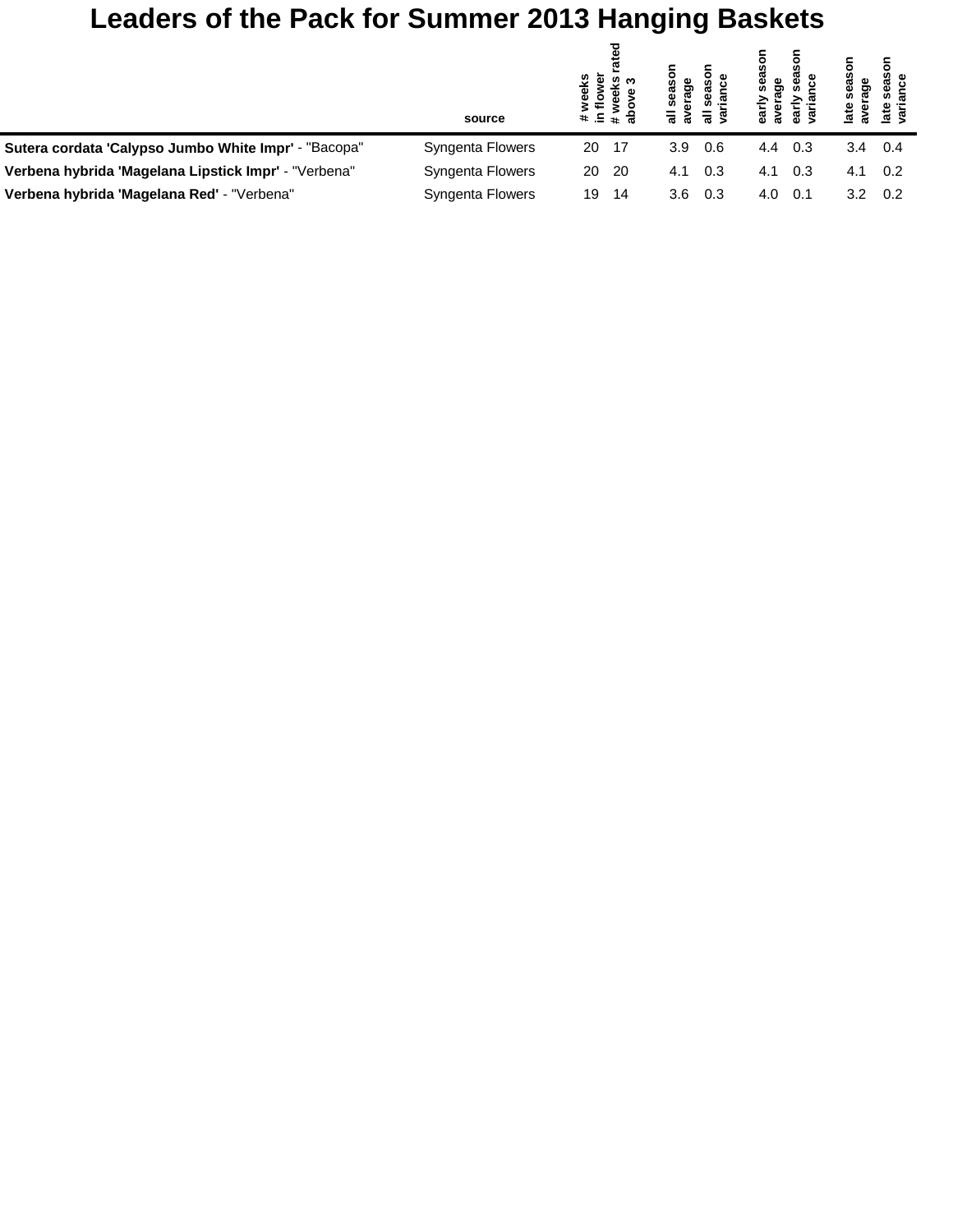# Leaders of the Pack for Summer 2013 Hanging Baskets

| | source | # weeks in flower | # weeks rated above 3 | all season average | all season variance | early season average | early season variance | late season average | late season variance |
|---|---|---|---|---|---|---|---|---|---|
| **Sutera cordata 'Calypso Jumbo White Impr'** - "Bacopa" | Syngenta Flowers | 20 | 17 | 3.9 | 0.6 | 4.4 | 0.3 | 3.4 | 0.4 |
| **Verbena hybrida 'Magelana Lipstick Impr'** - "Verbena" | Syngenta Flowers | 20 | 20 | 4.1 | 0.3 | 4.1 | 0.3 | 4.1 | 0.2 |
| **Verbena hybrida 'Magelana Red'** - "Verbena" | Syngenta Flowers | 19 | 14 | 3.6 | 0.3 | 4.0 | 0.1 | 3.2 | 0.2 |